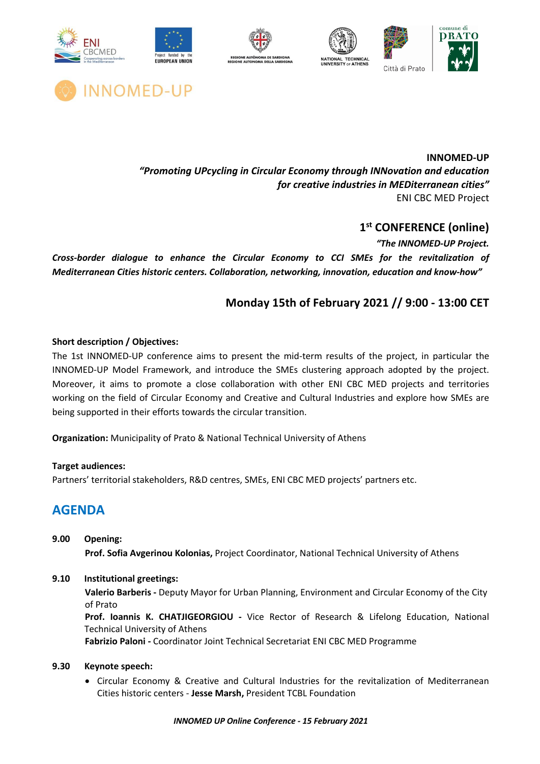**INNOMED-UP**

***"Promoting UPcycling in Circular Economy through INNovation and education for creative industries in MEDiterranean cities"***

ENI CBC MED Project

## 1st CONFERENCE (online)

***"The INNOMED-UP Project. Cross-border dialogue to enhance the Circular Economy to CCI SMEs for the revitalization of Mediterranean Cities historic centers. Collaboration, networking, innovation, education and know-how"***

### Monday 15th of February 2021 // 9:00 - 13:00 CET

**Short description / Objectives:**

The 1st INNOMED-UP conference aims to present the mid-term results of the project, in particular the INNOMED-UP Model Framework, and introduce the SMEs clustering approach adopted by the project. Moreover, it aims to promote a close collaboration with other ENI CBC MED projects and territories working on the field of Circular Economy and Creative and Cultural Industries and explore how SMEs are being supported in their efforts towards the circular transition.

**Organization:** Municipality of Prato & National Technical University of Athens

**Target audiences:**

Partners' territorial stakeholders, R&D centres, SMEs, ENI CBC MED projects' partners etc.

## AGENDA

**9.00 Opening:**

**Prof. Sofia Avgerinou Kolonias,** Project Coordinator, National Technical University of Athens

**9.10 Institutional greetings:**

**Valerio Barberis -** Deputy Mayor for Urban Planning, Environment and Circular Economy of the City of Prato

**Prof. Ioannis K. CHATJIGEORGIOU -** Vice Rector of Research & Lifelong Education, National Technical University of Athens

**Fabrizio Paloni -** Coordinator Joint Technical Secretariat ENI CBC MED Programme

**9.30 Keynote speech:**

- Circular Economy & Creative and Cultural Industries for the revitalization of Mediterranean Cities historic centers - **Jesse Marsh,** President TCBL Foundation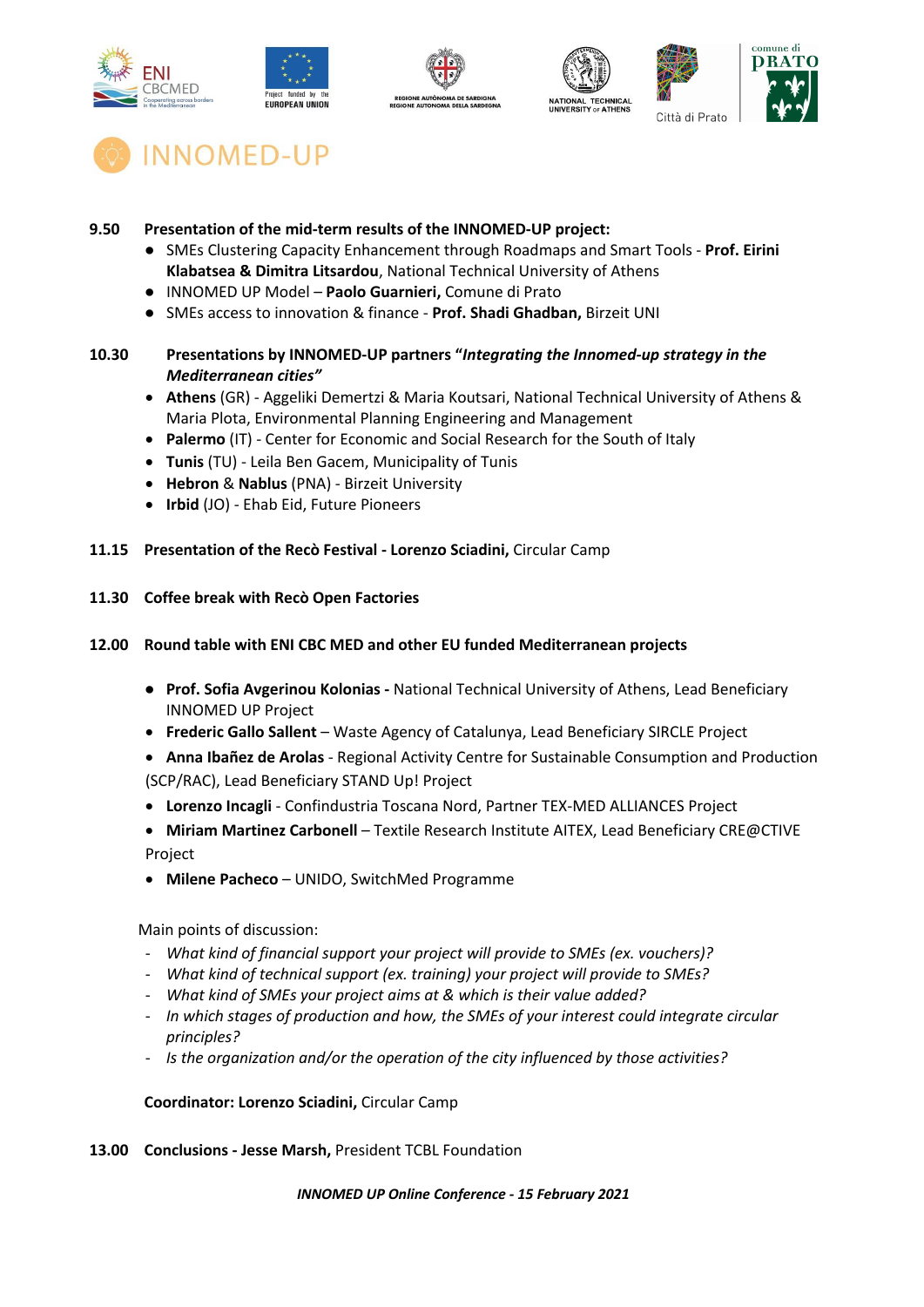# INNOMED-UP

**9.50 Presentation of the mid-term results of the INNOMED-UP project:**

- SMEs Clustering Capacity Enhancement through Roadmaps and Smart Tools - **Prof. Eirini Klabatsea & Dimitra Litsardou**, National Technical University of Athens
- INNOMED UP Model – **Paolo Guarnieri,** Comune di Prato
- SMEs access to innovation & finance - **Prof. Shadi Ghadban,** Birzeit UNI

**10.30 Presentations by INNOMED-UP partners "*Integrating the Innomed-up strategy in the Mediterranean cities*"**

- **Athens** (GR) - Aggeliki Demertzi & Maria Koutsari, National Technical University of Athens & Maria Plota, Environmental Planning Engineering and Management
- **Palermo** (IT) - Center for Economic and Social Research for the South of Italy
- **Tunis** (TU) - Leila Ben Gacem, Municipality of Tunis
- **Hebron** & **Nablus** (PNA) - Birzeit University
- **Irbid** (JO) - Ehab Eid, Future Pioneers

**11.15 Presentation of the Recò Festival - Lorenzo Sciadini,** Circular Camp

**11.30 Coffee break with Recò Open Factories**

**12.00 Round table with ENI CBC MED and other EU funded Mediterranean projects**

- **Prof. Sofia Avgerinou Kolonias -** National Technical University of Athens, Lead Beneficiary INNOMED UP Project
- **Frederic Gallo Sallent** – Waste Agency of Catalunya, Lead Beneficiary SIRCLE Project
- **Anna Ibañez de Arolas** - Regional Activity Centre for Sustainable Consumption and Production (SCP/RAC), Lead Beneficiary STAND Up! Project
- **Lorenzo Incagli** - Confindustria Toscana Nord, Partner TEX-MED ALLIANCES Project
- **Miriam Martinez Carbonell** – Textile Research Institute AITEX, Lead Beneficiary CRE@CTIVE Project
- **Milene Pacheco** – UNIDO, SwitchMed Programme

Main points of discussion:

- *What kind of financial support your project will provide to SMEs (ex. vouchers)?*
- *What kind of technical support (ex. training) your project will provide to SMEs?*
- *What kind of SMEs your project aims at & which is their value added?*
- *In which stages of production and how, the SMEs of your interest could integrate circular principles?*
- *Is the organization and/or the operation of the city influenced by those activities?*

**Coordinator: Lorenzo Sciadini,** Circular Camp

**13.00 Conclusions - Jesse Marsh,** President TCBL Foundation

***INNOMED UP Online Conference - 15 February 2021***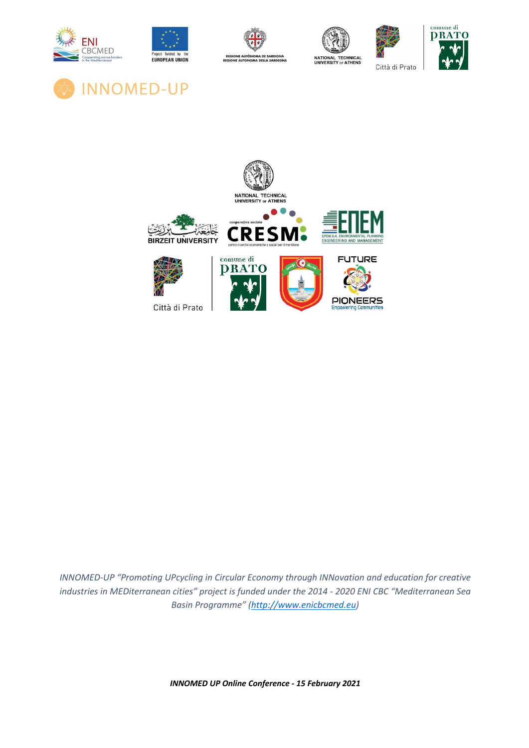INNOMED-UP

*INNOMED-UP "Promoting UPcycling in Circular Economy through INNovation and education for creative industries in MEDiterranean cities" project is funded under the 2014 - 2020 ENI CBC "Mediterranean Sea Basin Programme" ([http://www.enicbcmed.eu](http://www.enicbcmed.eu))*

***INNOMED UP Online Conference - 15 February 2021***